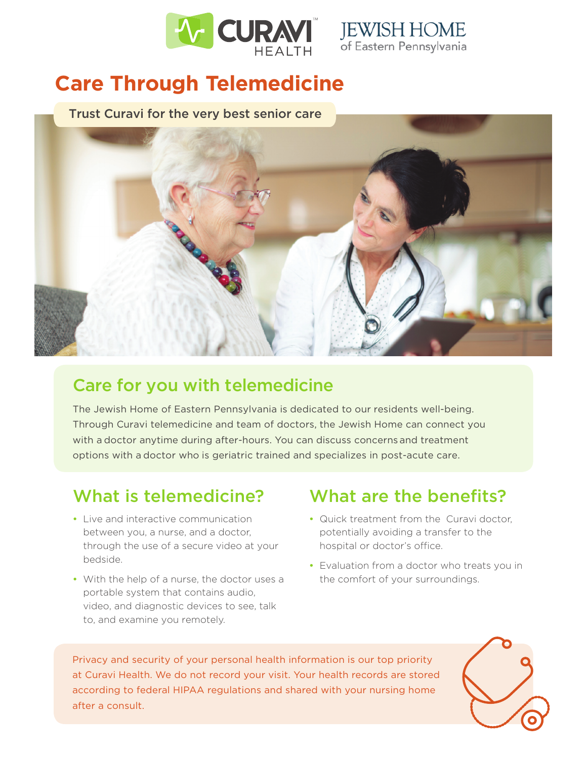# Care Through Telemedicine

Trust Curavi for the very best senior care

## Care for you with telemedicine

The Jewish Home of Eastern Pennsylvania is dedicated to our residents well-being. Through Curavi telemedicine and team of doctors, the Jewish Home can connect you with a doctor anytime during after-hours. You can discuss concerns and treatment options with a doctor who is geriatric trained and specializes in post-acute care.

## What is telemedicine?

- Live and interactive communication between you, a nurse, and a doctor, through the use of a secure video at your bedside.
- With the help of a nurse, the doctor uses a portable system that contains audio, video, and diagnostic devices to see, talk to, and examine you remotely.

## What are the benefits?

- Quick treatment from the Curavi doctor, potentially avoiding a transfer to the hospital or doctor's office.
- Evaluation from a doctor who treats you in the comfort of your surroundings.

Privacy and security of your personal health information is our top priority at Curavi Health. We do not record your visit. Your health records are stored according to federal HIPAA regulations and shared with your nursing home after a consult.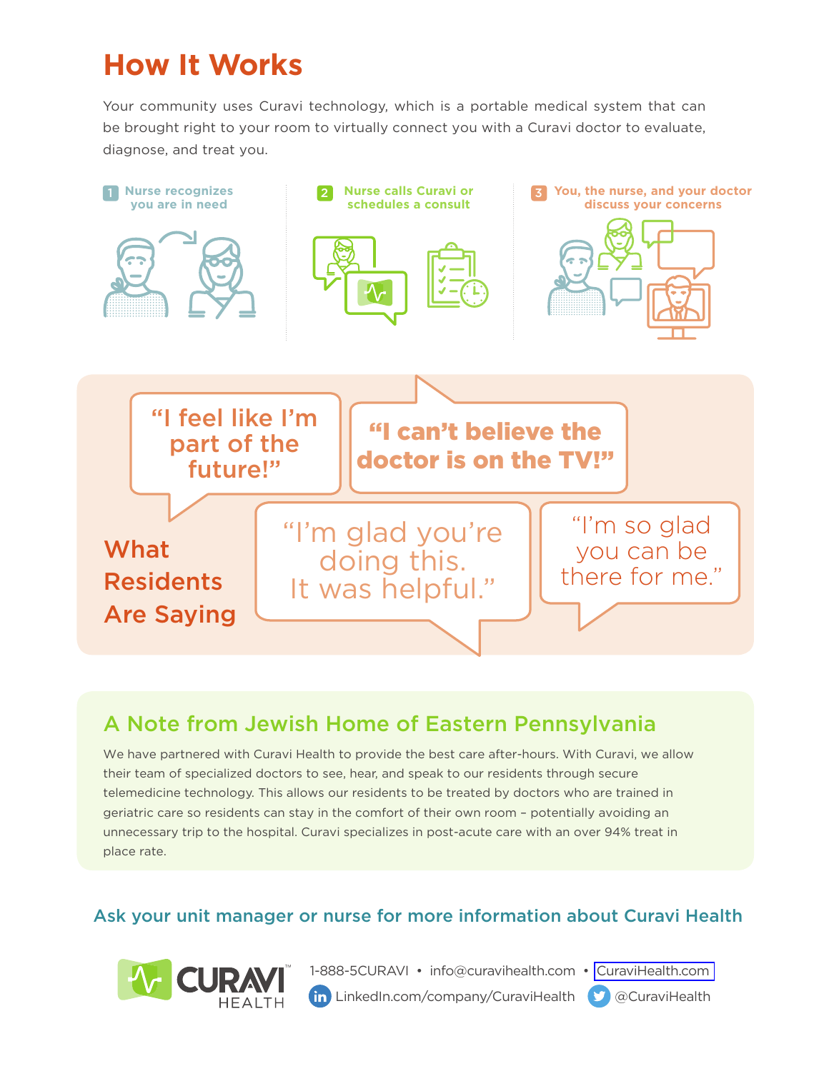# How It Works

Your community uses Curavi technology, which is a portable medical system that can be brought right to your room to virtually connect you with a Curavi doctor to evaluate, diagnose, and treat you.

1. Nurse recognizes you are in need
2. Nurse calls Curavi or schedules a consult
3. You, the nurse, and your doctor discuss your concerns

## What Residents Are Saying

"I feel like I'm part of the future!"

**"I can't believe the doctor is on the TV!"**

"I'm glad you're doing this. It was helpful."

"I'm so glad you can be there for me."

## A Note from Jewish Home of Eastern Pennsylvania

We have partnered with Curavi Health to provide the best care after-hours. With Curavi, we allow their team of specialized doctors to see, hear, and speak to our residents through secure telemedicine technology. This allows our residents to be treated by doctors who are trained in geriatric care so residents can stay in the comfort of their own room – potentially avoiding an unnecessary trip to the hospital. Curavi specializes in post-acute care with an over 94% treat in place rate.

**Ask your unit manager or nurse for more information about Curavi Health**

CURAVI™ HEALTH

1-888-5CURAVI • info@curavihealth.com • CuraviHealth.com

LinkedIn.com/company/CuraviHealth • @CuraviHealth